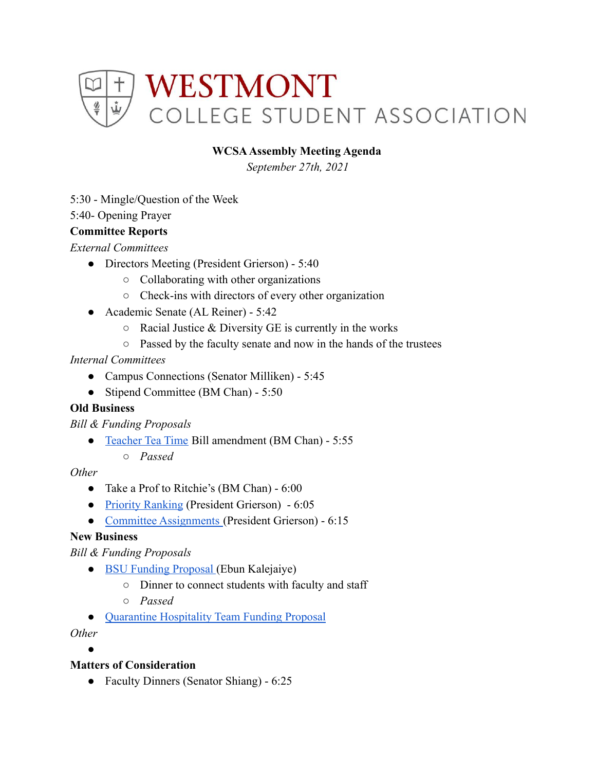# WESTMONT COLLEGE STUDENT ASSOCIATION

**WCSA Assembly Meeting Agenda**

*September 27th, 2021*

5:30 - Mingle/Question of the Week

5:40- Opening Prayer

**Committee Reports**

*External Committees*

- Directors Meeting (President Grierson) - 5:40
  - Collaborating with other organizations
  - Check-ins with directors of every other organization
- Academic Senate (AL Reiner) - 5:42
  - Racial Justice & Diversity GE is currently in the works
  - Passed by the faculty senate and now in the hands of the trustees

*Internal Committees*

- Campus Connections (Senator Milliken) - 5:45
- Stipend Committee (BM Chan) - 5:50

**Old Business**

*Bill & Funding Proposals*

- Teacher Tea Time Bill amendment (BM Chan) - 5:55
  - *Passed*

*Other*

- Take a Prof to Ritchie's (BM Chan) - 6:00
- Priority Ranking (President Grierson) - 6:05
- Committee Assignments (President Grierson) - 6:15

**New Business**

*Bill & Funding Proposals*

- BSU Funding Proposal (Ebun Kalejaiye)
  - Dinner to connect students with faculty and staff
  - *Passed*
- Quarantine Hospitality Team Funding Proposal

*Other*

- 

**Matters of Consideration**

- Faculty Dinners (Senator Shiang) - 6:25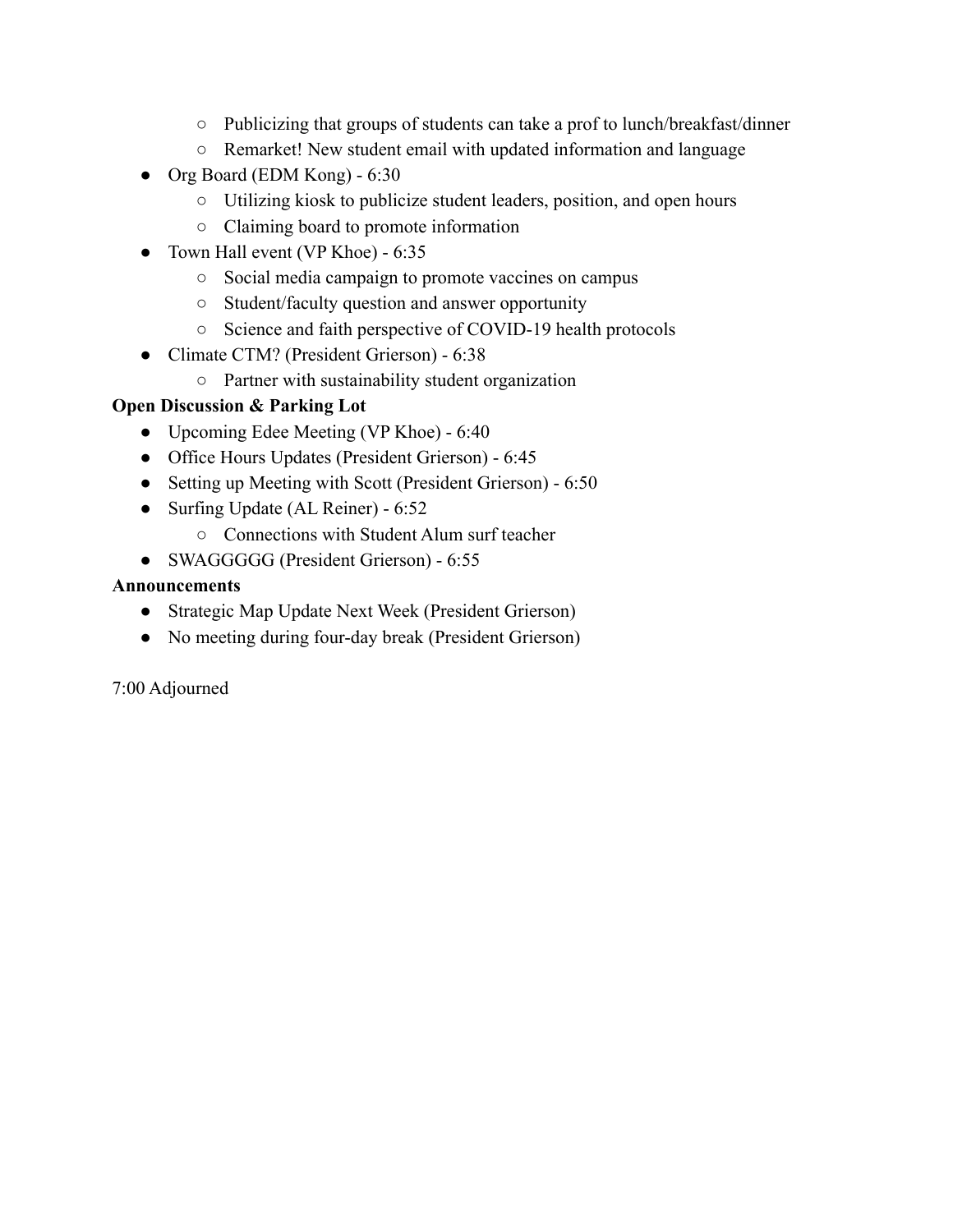- Publicizing that groups of students can take a prof to lunch/breakfast/dinner
  - Remarket! New student email with updated information and language
- Org Board (EDM Kong) - 6:30
  - Utilizing kiosk to publicize student leaders, position, and open hours
  - Claiming board to promote information
- Town Hall event (VP Khoe) - 6:35
  - Social media campaign to promote vaccines on campus
  - Student/faculty question and answer opportunity
  - Science and faith perspective of COVID-19 health protocols
- Climate CTM? (President Grierson) - 6:38
  - Partner with sustainability student organization

**Open Discussion & Parking Lot**

- Upcoming Edee Meeting (VP Khoe) - 6:40
- Office Hours Updates (President Grierson) - 6:45
- Setting up Meeting with Scott (President Grierson) - 6:50
- Surfing Update (AL Reiner) - 6:52
  - Connections with Student Alum surf teacher
- SWAGGGGG (President Grierson) - 6:55

**Announcements**

- Strategic Map Update Next Week (President Grierson)
- No meeting during four-day break (President Grierson)

7:00 Adjourned